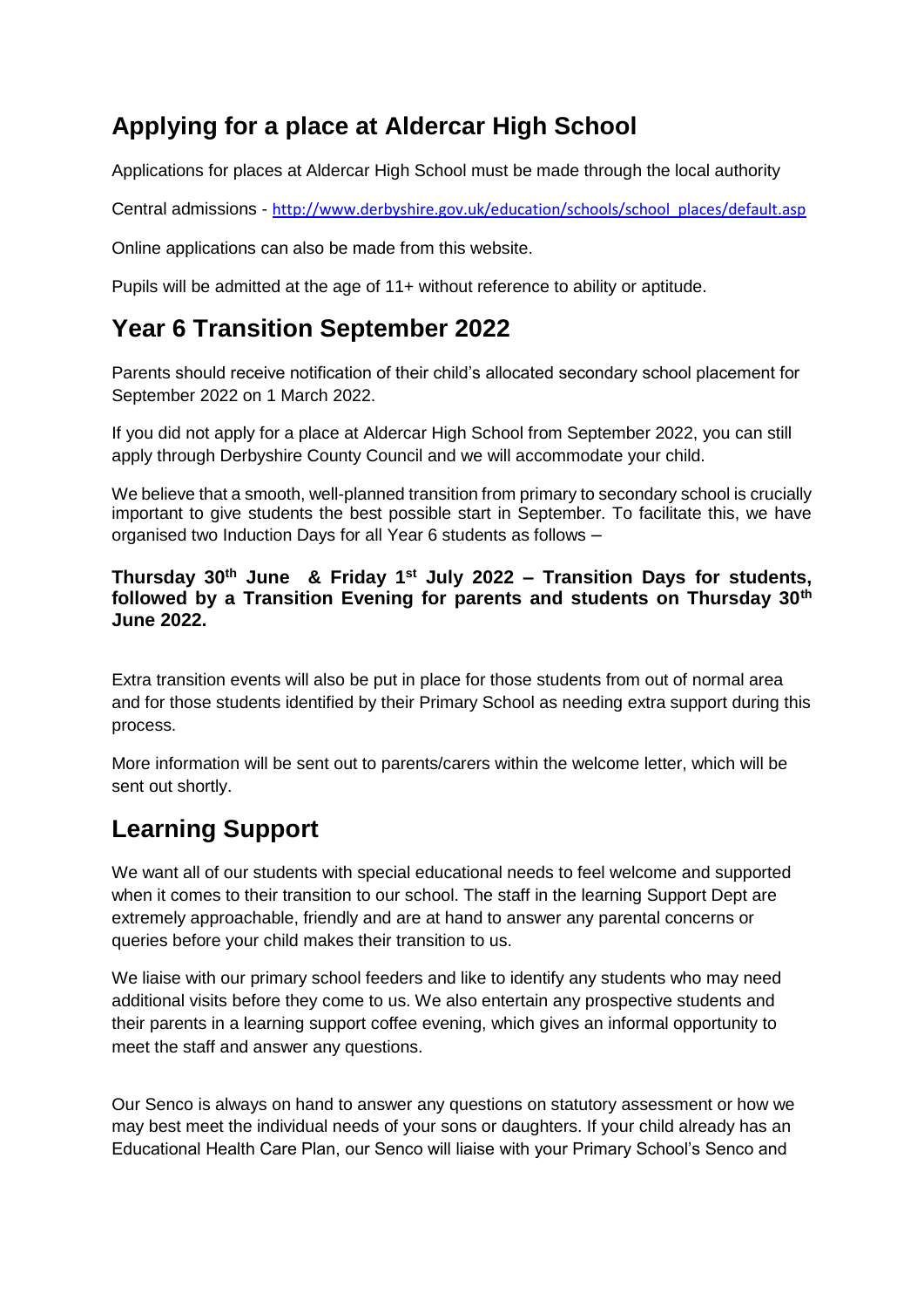## Applying for a place at Aldercar High School

Applications for places at Aldercar High School must be made through the local authority

Central admissions - http://www.derbyshire.gov.uk/education/schools/school_places/default.asp

Online applications can also be made from this website.

Pupils will be admitted at the age of 11+ without reference to ability or aptitude.

## Year 6 Transition September 2022

Parents should receive notification of their child's allocated secondary school placement for September 2022 on 1 March 2022.

If you did not apply for a place at Aldercar High School from September 2022, you can still apply through Derbyshire County Council and we will accommodate your child.

We believe that a smooth, well-planned transition from primary to secondary school is crucially important to give students the best possible start in September. To facilitate this, we have organised two Induction Days for all Year 6 students as follows –

**Thursday 30th June & Friday 1st July 2022 – Transition Days for students, followed by a Transition Evening for parents and students on Thursday 30th June 2022.**

Extra transition events will also be put in place for those students from out of normal area and for those students identified by their Primary School as needing extra support during this process.

More information will be sent out to parents/carers within the welcome letter, which will be sent out shortly.

## Learning Support

We want all of our students with special educational needs to feel welcome and supported when it comes to their transition to our school. The staff in the learning Support Dept are extremely approachable, friendly and are at hand to answer any parental concerns or queries before your child makes their transition to us.

We liaise with our primary school feeders and like to identify any students who may need additional visits before they come to us. We also entertain any prospective students and their parents in a learning support coffee evening, which gives an informal opportunity to meet the staff and answer any questions.

Our Senco is always on hand to answer any questions on statutory assessment or how we may best meet the individual needs of your sons or daughters. If your child already has an Educational Health Care Plan, our Senco will liaise with your Primary School's Senco and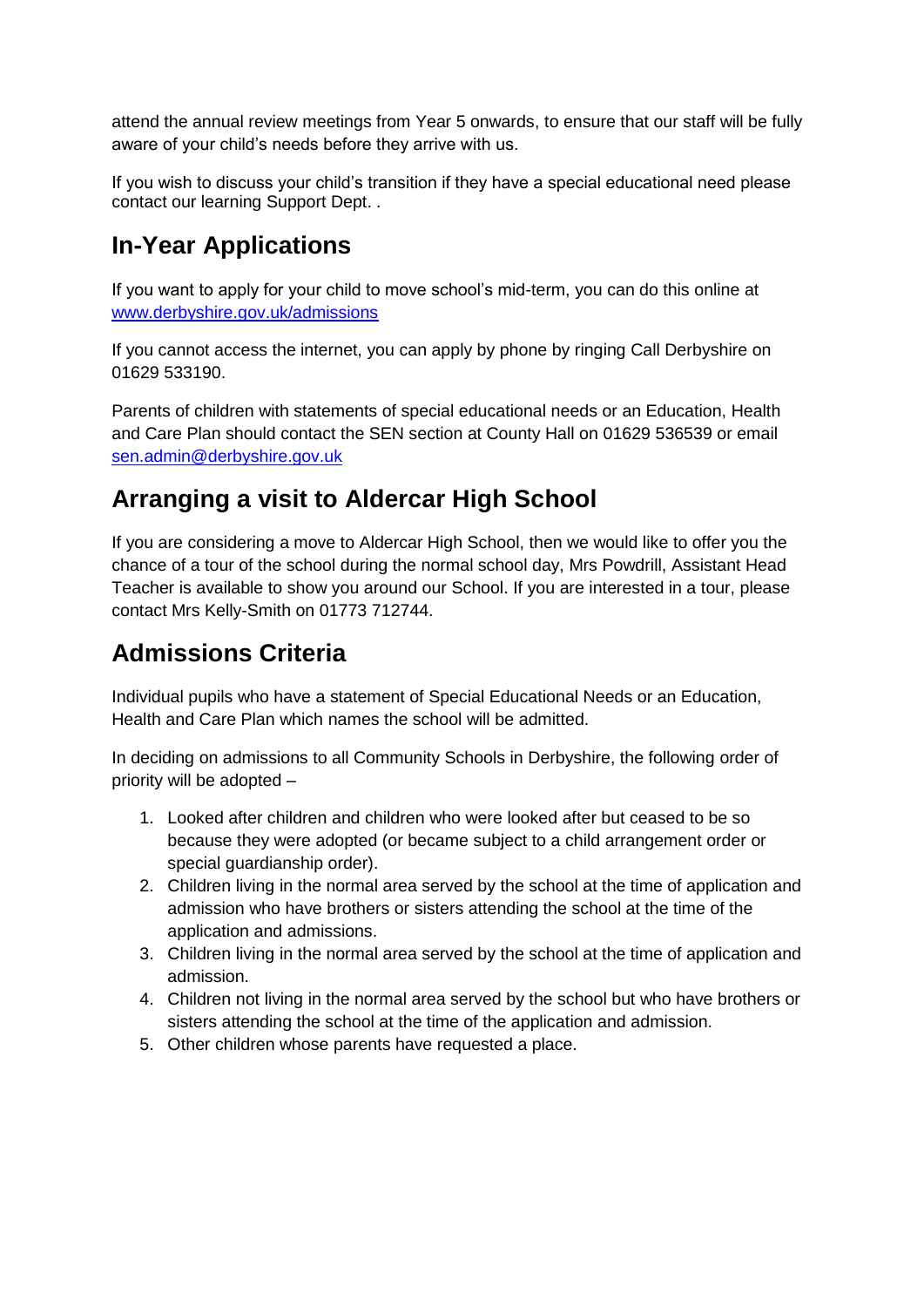attend the annual review meetings from Year 5 onwards, to ensure that our staff will be fully aware of your child's needs before they arrive with us.

If you wish to discuss your child's transition if they have a special educational need please contact our learning Support Dept. .

## In-Year Applications

If you want to apply for your child to move school's mid-term, you can do this online at [www.derbyshire.gov.uk/admissions](http://www.derbyshire.gov.uk/admissions)

If you cannot access the internet, you can apply by phone by ringing Call Derbyshire on 01629 533190.

Parents of children with statements of special educational needs or an Education, Health and Care Plan should contact the SEN section at County Hall on 01629 536539 or email [sen.admin@derbyshire.gov.uk](mailto:sen.admin@derbyshire.gov.uk)

## Arranging a visit to Aldercar High School

If you are considering a move to Aldercar High School, then we would like to offer you the chance of a tour of the school during the normal school day, Mrs Powdrill, Assistant Head Teacher is available to show you around our School. If you are interested in a tour, please contact Mrs Kelly-Smith on 01773 712744.

## Admissions Criteria

Individual pupils who have a statement of Special Educational Needs or an Education, Health and Care Plan which names the school will be admitted.

In deciding on admissions to all Community Schools in Derbyshire, the following order of priority will be adopted –

1. Looked after children and children who were looked after but ceased to be so because they were adopted (or became subject to a child arrangement order or special guardianship order).
2. Children living in the normal area served by the school at the time of application and admission who have brothers or sisters attending the school at the time of the application and admissions.
3. Children living in the normal area served by the school at the time of application and admission.
4. Children not living in the normal area served by the school but who have brothers or sisters attending the school at the time of the application and admission.
5. Other children whose parents have requested a place.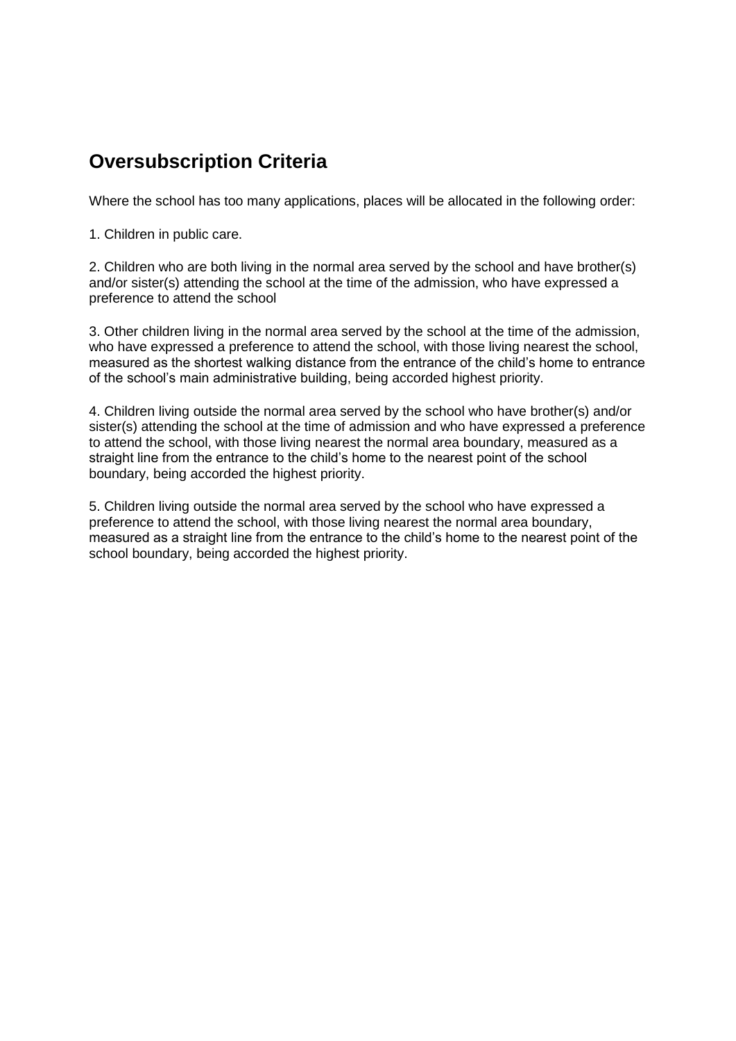## Oversubscription Criteria

Where the school has too many applications, places will be allocated in the following order:

1. Children in public care.

2. Children who are both living in the normal area served by the school and have brother(s) and/or sister(s) attending the school at the time of the admission, who have expressed a preference to attend the school

3. Other children living in the normal area served by the school at the time of the admission, who have expressed a preference to attend the school, with those living nearest the school, measured as the shortest walking distance from the entrance of the child's home to entrance of the school's main administrative building, being accorded highest priority.

4. Children living outside the normal area served by the school who have brother(s) and/or sister(s) attending the school at the time of admission and who have expressed a preference to attend the school, with those living nearest the normal area boundary, measured as a straight line from the entrance to the child's home to the nearest point of the school boundary, being accorded the highest priority.

5. Children living outside the normal area served by the school who have expressed a preference to attend the school, with those living nearest the normal area boundary, measured as a straight line from the entrance to the child's home to the nearest point of the school boundary, being accorded the highest priority.